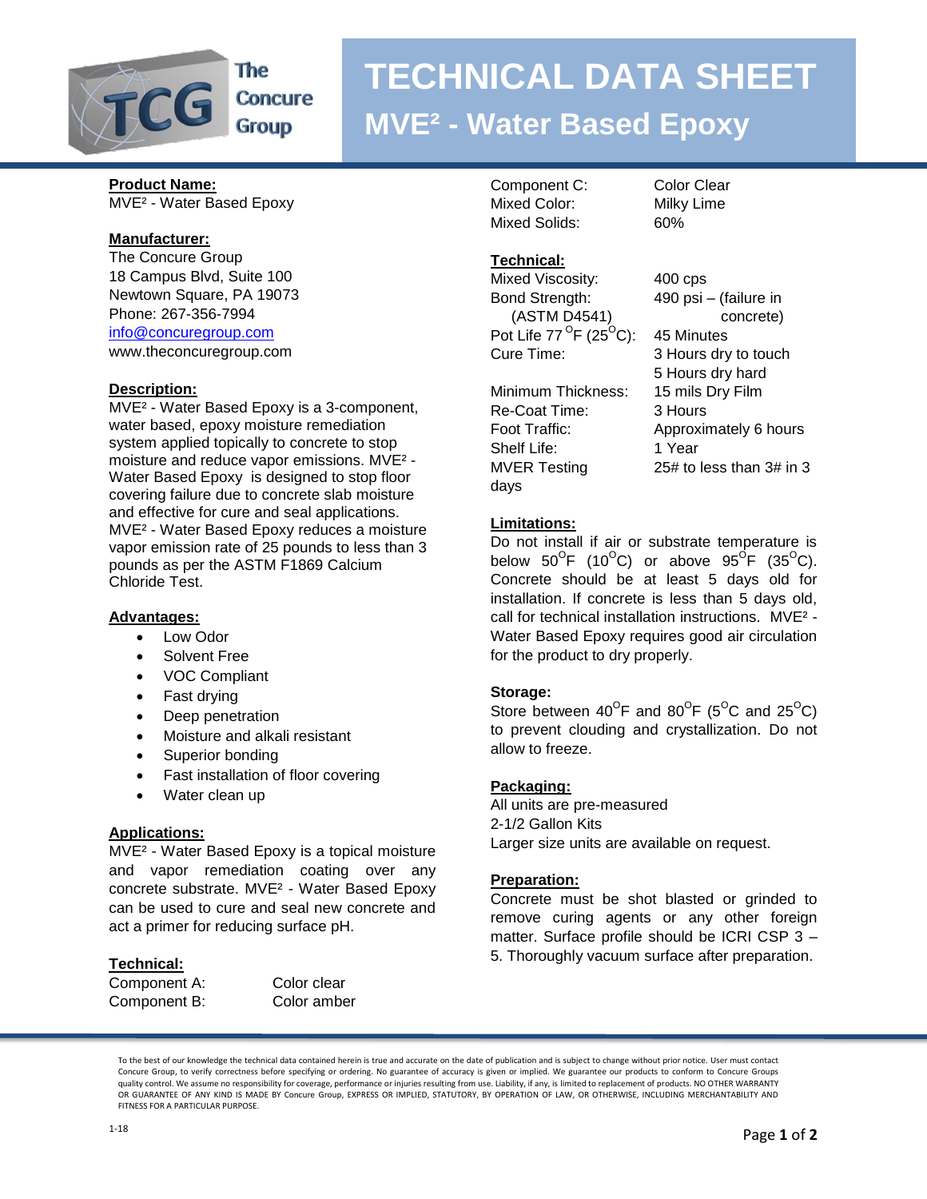# TECHNICAL DATA SHEET

## MVE² - Water Based Epoxy

**Product Name:**
MVE² - Water Based Epoxy

**Manufacturer:**
The Concure Group
18 Campus Blvd, Suite 100
Newtown Square, PA 19073
Phone: 267-356-7994
info@concuregroup.com
www.theconcuregroup.com

**Description:**
MVE² - Water Based Epoxy is a 3-component, water based, epoxy moisture remediation system applied topically to concrete to stop moisture and reduce vapor emissions. MVE² - Water Based Epoxy is designed to stop floor covering failure due to concrete slab moisture and effective for cure and seal applications. MVE² - Water Based Epoxy reduces a moisture vapor emission rate of 25 pounds to less than 3 pounds as per the ASTM F1869 Calcium Chloride Test.

**Advantages:**

- Low Odor
- Solvent Free
- VOC Compliant
- Fast drying
- Deep penetration
- Moisture and alkali resistant
- Superior bonding
- Fast installation of floor covering
- Water clean up

**Applications:**
MVE² - Water Based Epoxy is a topical moisture and vapor remediation coating over any concrete substrate. MVE² - Water Based Epoxy can be used to cure and seal new concrete and act a primer for reducing surface pH.

**Technical:**

| | |
|---|---|
| Component A: | Color clear |
| Component B: | Color amber |
| Component C: | Color Clear |
| Mixed Color: | Milky Lime |
| Mixed Solids: | 60% |

**Technical:**

| | |
|---|---|
| Mixed Viscosity: | 400 cps |
| Bond Strength: (ASTM D4541) | 490 psi – (failure in concrete) |
| Pot Life 77 °F (25°C): | 45 Minutes |
| Cure Time: | 3 Hours dry to touch<br>5 Hours dry hard |
| Minimum Thickness: | 15 mils Dry Film |
| Re-Coat Time: | 3 Hours |
| Foot Traffic: | Approximately 6 hours |
| Shelf Life: | 1 Year |
| MVER Testing days | 25# to less than 3# in 3 |

**Limitations:**
Do not install if air or substrate temperature is below 50°F (10°C) or above 95°F (35°C). Concrete should be at least 5 days old for installation. If concrete is less than 5 days old, call for technical installation instructions. MVE² - Water Based Epoxy requires good air circulation for the product to dry properly.

**Storage:**
Store between 40°F and 80°F (5°C and 25°C) to prevent clouding and crystallization. Do not allow to freeze.

**Packaging:**
All units are pre-measured
2-1/2 Gallon Kits
Larger size units are available on request.

**Preparation:**
Concrete must be shot blasted or grinded to remove curing agents or any other foreign matter. Surface profile should be ICRI CSP 3 – 5. Thoroughly vacuum surface after preparation.

To the best of our knowledge the technical data contained herein is true and accurate on the date of publication and is subject to change without prior notice. User must contact Concure Group, to verify correctness before specifying or ordering. No guarantee of accuracy is given or implied. We guarantee our products to conform to Concure Groups quality control. We assume no responsibility for coverage, performance or injuries resulting from use. Liability, if any, is limited to replacement of products. NO OTHER WARRANTY OR GUARANTEE OF ANY KIND IS MADE BY Concure Group, EXPRESS OR IMPLIED, STATUTORY, BY OPERATION OF LAW, OR OTHERWISE, INCLUDING MERCHANTABILITY AND FITNESS FOR A PARTICULAR PURPOSE.

1-18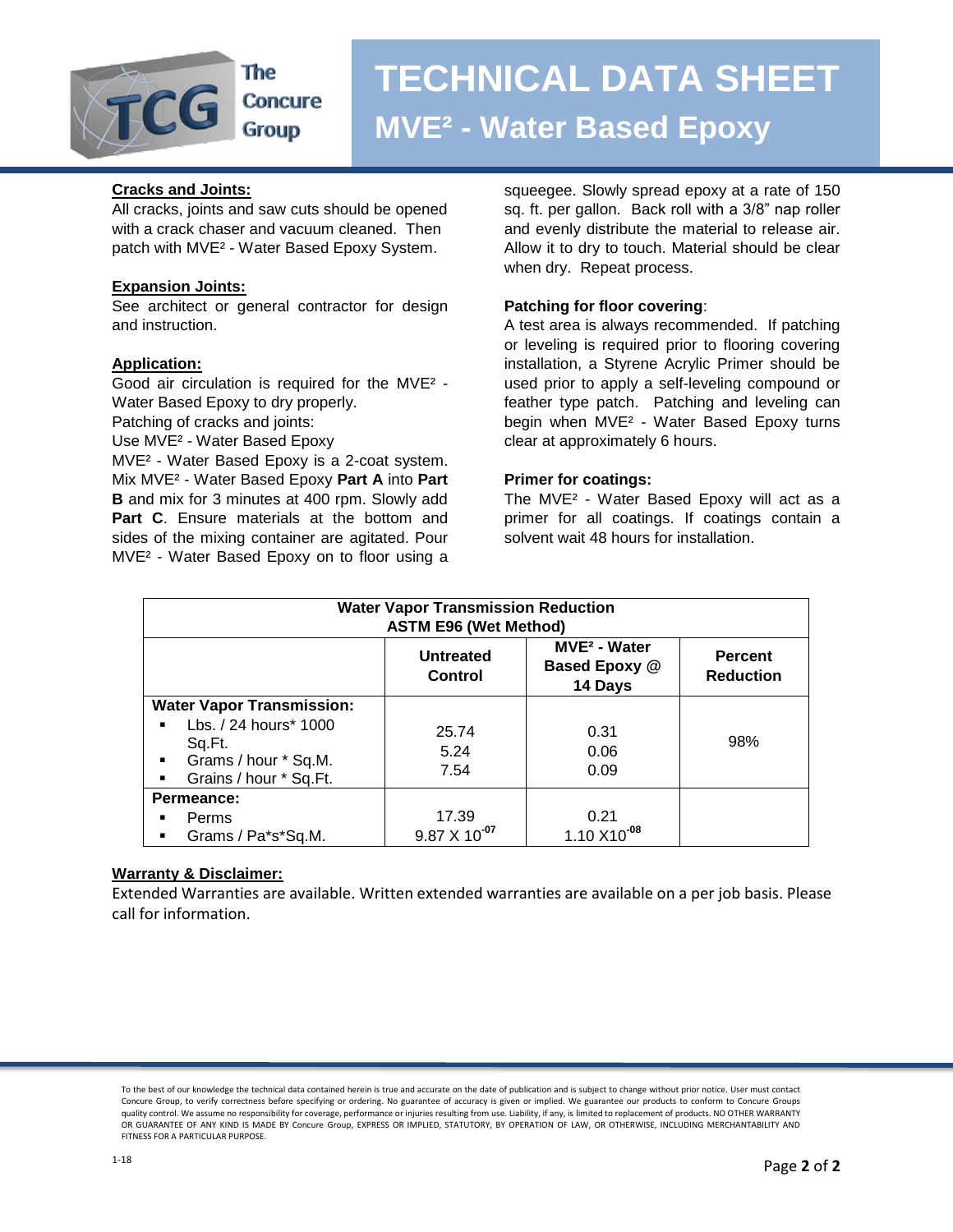# TECHNICAL DATA SHEET

## MVE² - Water Based Epoxy

**Cracks and Joints:**

All cracks, joints and saw cuts should be opened with a crack chaser and vacuum cleaned. Then patch with MVE² - Water Based Epoxy System.

**Expansion Joints:**

See architect or general contractor for design and instruction.

**Application:**

Good air circulation is required for the MVE² - Water Based Epoxy to dry properly.

Patching of cracks and joints:

Use MVE² - Water Based Epoxy

MVE² - Water Based Epoxy is a 2-coat system. Mix MVE² - Water Based Epoxy **Part A** into **Part B** and mix for 3 minutes at 400 rpm. Slowly add **Part C**. Ensure materials at the bottom and sides of the mixing container are agitated. Pour MVE² - Water Based Epoxy on to floor using a squeegee. Slowly spread epoxy at a rate of 150 sq. ft. per gallon. Back roll with a 3/8" nap roller and evenly distribute the material to release air. Allow it to dry to touch. Material should be clear when dry. Repeat process.

**Patching for floor covering**:

A test area is always recommended. If patching or leveling is required prior to flooring covering installation, a Styrene Acrylic Primer should be used prior to apply a self-leveling compound or feather type patch. Patching and leveling can begin when MVE² - Water Based Epoxy turns clear at approximately 6 hours.

**Primer for coatings:**

The MVE² - Water Based Epoxy will act as a primer for all coatings. If coatings contain a solvent wait 48 hours for installation.

**Water Vapor Transmission Reduction**
**ASTM E96 (Wet Method)**

| | Untreated Control | MVE² - Water Based Epoxy @ 14 Days | Percent Reduction |
|---|---|---|---|
| **Water Vapor Transmission:** | | | |
| ▪ Lbs. / 24 hours* 1000 Sq.Ft. | 25.74 | 0.31 | 98% |
| ▪ Grams / hour * Sq.M. | 5.24 | 0.06 | |
| ▪ Grains / hour * Sq.Ft. | 7.54 | 0.09 | |
| **Permeance:** | | | |
| ▪ Perms | 17.39 | 0.21 | |
| ▪ Grams / Pa*s*Sq.M. | $9.87 \times 10^{-07}$ | $1.10 \times 10^{-08}$ | |

**Warranty & Disclaimer:**

Extended Warranties are available. Written extended warranties are available on a per job basis. Please call for information.

To the best of our knowledge the technical data contained herein is true and accurate on the date of publication and is subject to change without prior notice. User must contact Concure Group, to verify correctness before specifying or ordering. No guarantee of accuracy is given or implied. We guarantee our products to conform to Concure Groups quality control. We assume no responsibility for coverage, performance or injuries resulting from use. Liability, if any, is limited to replacement of products. NO OTHER WARRANTY OR GUARANTEE OF ANY KIND IS MADE BY Concure Group, EXPRESS OR IMPLIED, STATUTORY, BY OPERATION OF LAW, OR OTHERWISE, INCLUDING MERCHANTABILITY AND FITNESS FOR A PARTICULAR PURPOSE.

1-18